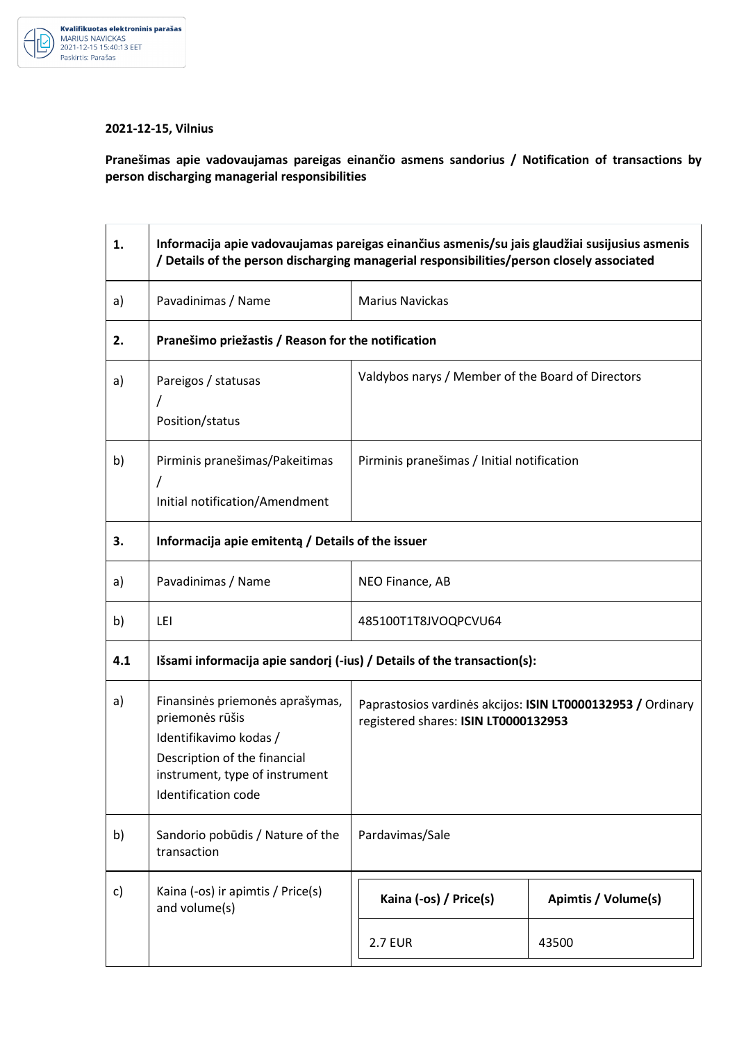Kvalifikuotas elektroninis parašas
MARIUS NAVICKAS
2021-12-15 15:40:13 EET
Paskirtis: Parašas

**2021-12-15, Vilnius**

**Pranešimas apie vadovaujamas pareigas einančio asmens sandorius / Notification of transactions by person discharging managerial responsibilities**

| | | |
|---|---|---|
| **1.** | **Informacija apie vadovaujamas pareigas einančius asmenis/su juo glaudžiai susijusius asmenis / Details of the person discharging managerial responsibilities/person closely associated** | |
| a) | Pavadinimas / Name | Marius Navickas |
| **2.** | **Pranešimo priežastis / Reason for the notification** | |
| a) | Pareigos / statusas / Position/status | Valdybos narys / Member of the Board of Directors |
| b) | Pirminis pranešimas/Pakeitimas / Initial notification/Amendment | Pirminis pranešimas / Initial notification |
| **3.** | **Informacija apie emitentą / Details of the issuer** | |
| a) | Pavadinimas / Name | NEO Finance, AB |
| b) | LEI | 485100T1T8JVOQPCVU64 |
| **4.1** | **Išsami informacija apie sandorį (-ius) / Details of the transaction(s):** | |
| a) | Finansinės priemonės aprašymas, priemonės rūšis Identifikavimo kodas / Description of the financial instrument, type of instrument Identification code | Paprastosios vardinės akcijos: **ISIN LT0000132953 /** Ordinary registered shares: **ISIN LT0000132953** |
| b) | Sandorio pobūdis / Nature of the transaction | Pardavimas/Sale |
| c) | Kaina (-os) ir apimtis / Price(s) and volume(s) | |

| **Kaina (-os) / Price(s)** | **Apimtis / Volume(s)** |
|---|---|
| 2.7 EUR | 43500 |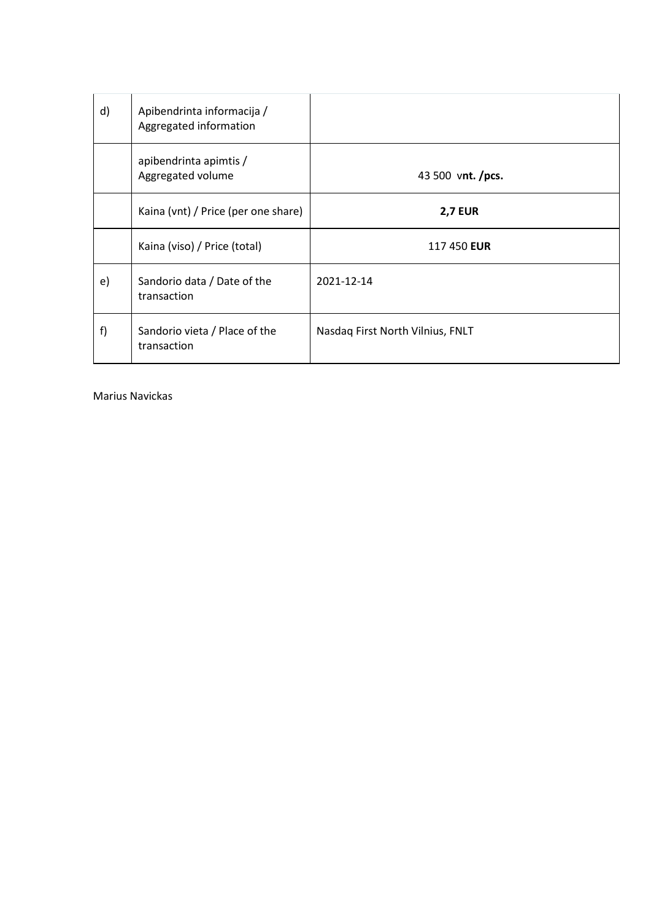| | | |
|---|---|---|
| d) | Apibendrinta informacija / Aggregated information | |
| | apibendrinta apimtis / Aggregated volume | 43 500 v**nt. /pcs.** |
| | Kaina (vnt) / Price (per one share) | **2,7 EUR** |
| | Kaina (viso) / Price (total) | 117 450 **EUR** |
| e) | Sandorio data / Date of the transaction | 2021-12-14 |
| f) | Sandorio vieta / Place of the transaction | Nasdaq First North Vilnius, FNLT |

Marius Navickas